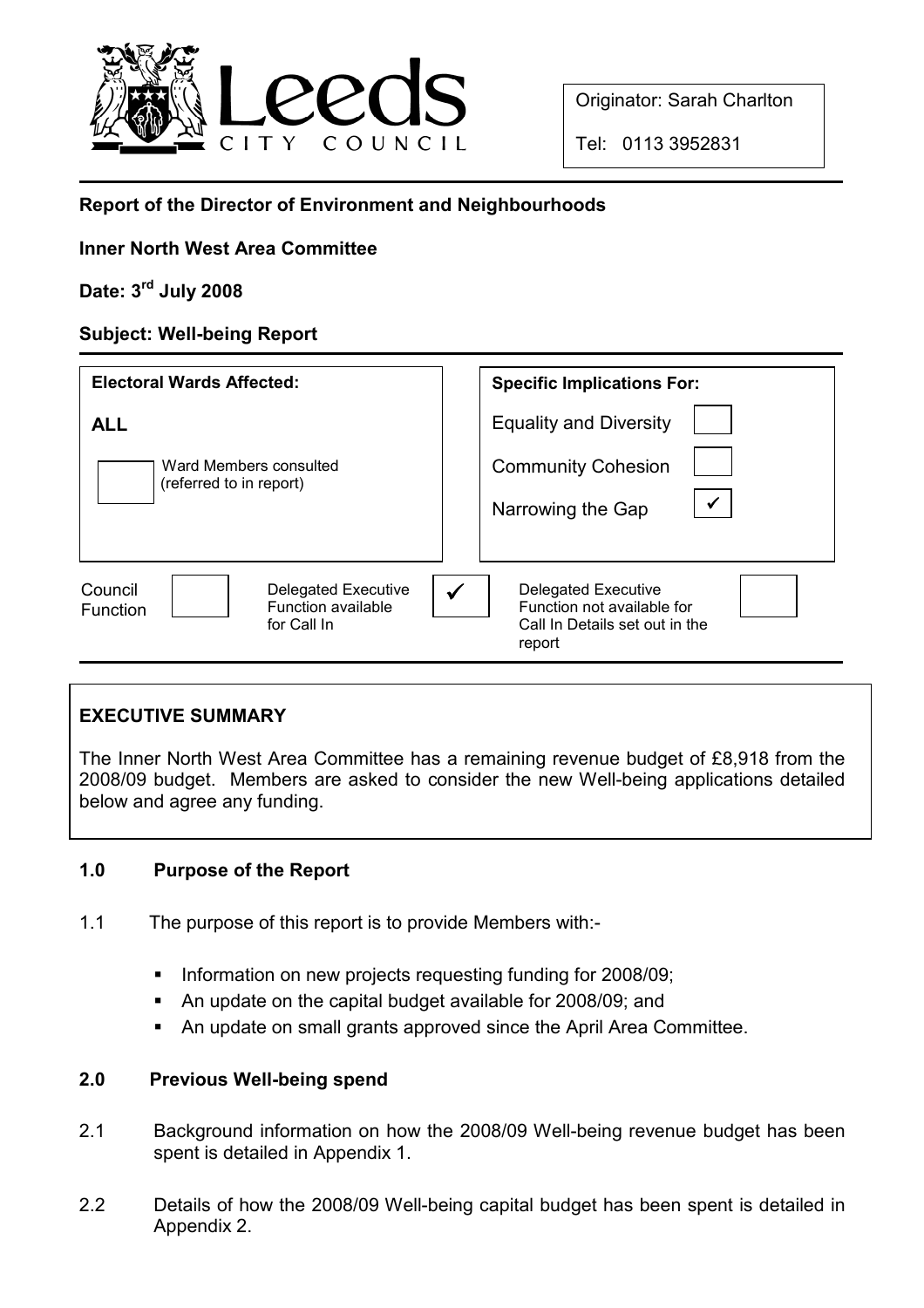Originator: Sarah Charlton

Tel: 0113 3952831

**Report of the Director of Environment and Neighbourhoods**

**Inner North West Area Committee**

**Date: 3rd July 2008**

**Subject: Well-being Report**

| **Electoral Wards Affected:** | **Specific Implications For:** | |
|---|---|---|
| **ALL** | Equality and Diversity | |
| ☐ Ward Members consulted (referred to in report) | Community Cohesion | |
| | Narrowing the Gap | ✓ |

| Council Function | | Delegated Executive Function available for Call In | ✓ | Delegated Executive Function not available for Call In Details set out in the report | |
|---|---|---|---|---|---|

## EXECUTIVE SUMMARY

The Inner North West Area Committee has a remaining revenue budget of £8,918 from the 2008/09 budget. Members are asked to consider the new Well-being applications detailed below and agree any funding.

## 1.0 Purpose of the Report

1.1 The purpose of this report is to provide Members with:-

- Information on new projects requesting funding for 2008/09;
- An update on the capital budget available for 2008/09; and
- An update on small grants approved since the April Area Committee.

## 2.0 Previous Well-being spend

2.1 Background information on how the 2008/09 Well-being revenue budget has been spent is detailed in Appendix 1.

2.2 Details of how the 2008/09 Well-being capital budget has been spent is detailed in Appendix 2.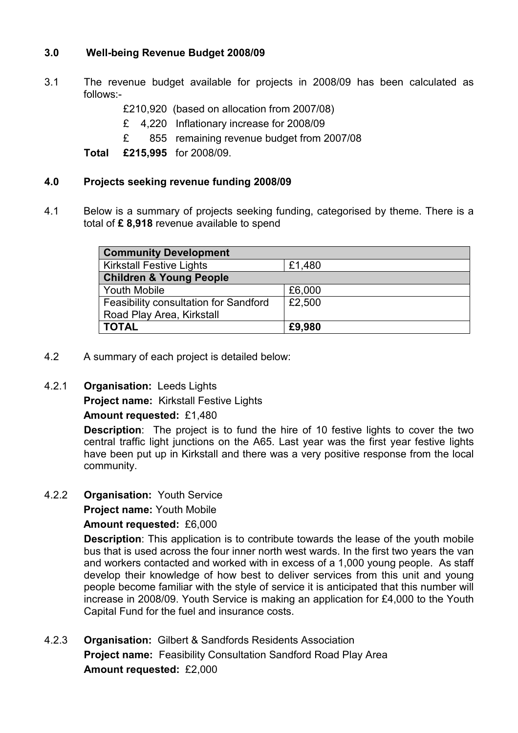## 3.0 Well-being Revenue Budget 2008/09

3.1 The revenue budget available for projects in 2008/09 has been calculated as follows:-

£210,920 (based on allocation from 2007/08)
£ 4,220 Inflationary increase for 2008/09
£ 855 remaining revenue budget from 2007/08
**Total £215,995** for 2008/09.

## 4.0 Projects seeking revenue funding 2008/09

4.1 Below is a summary of projects seeking funding, categorised by theme. There is a total of **£ 8,918** revenue available to spend

| **Community Development** | |
|---|---|
| Kirkstall Festive Lights | £1,480 |
| **Children & Young People** | |
| Youth Mobile | £6,000 |
| Feasibility consultation for Sandford Road Play Area, Kirkstall | £2,500 |
| **TOTAL** | **£9,980** |

4.2 A summary of each project is detailed below:

4.2.1 **Organisation:** Leeds Lights

**Project name:** Kirkstall Festive Lights

**Amount requested:** £1,480

**Description**: The project is to fund the hire of 10 festive lights to cover the two central traffic light junctions on the A65. Last year was the first year festive lights have been put up in Kirkstall and there was a very positive response from the local community.

4.2.2 **Organisation:** Youth Service

**Project name:** Youth Mobile

**Amount requested:** £6,000

**Description**: This application is to contribute towards the lease of the youth mobile bus that is used across the four inner north west wards. In the first two years the van and workers contacted and worked with in excess of a 1,000 young people. As staff develop their knowledge of how best to deliver services from this unit and young people become familiar with the style of service it is anticipated that this number will increase in 2008/09. Youth Service is making an application for £4,000 to the Youth Capital Fund for the fuel and insurance costs.

4.2.3 **Organisation:** Gilbert & Sandfords Residents Association

**Project name:** Feasibility Consultation Sandford Road Play Area

**Amount requested:** £2,000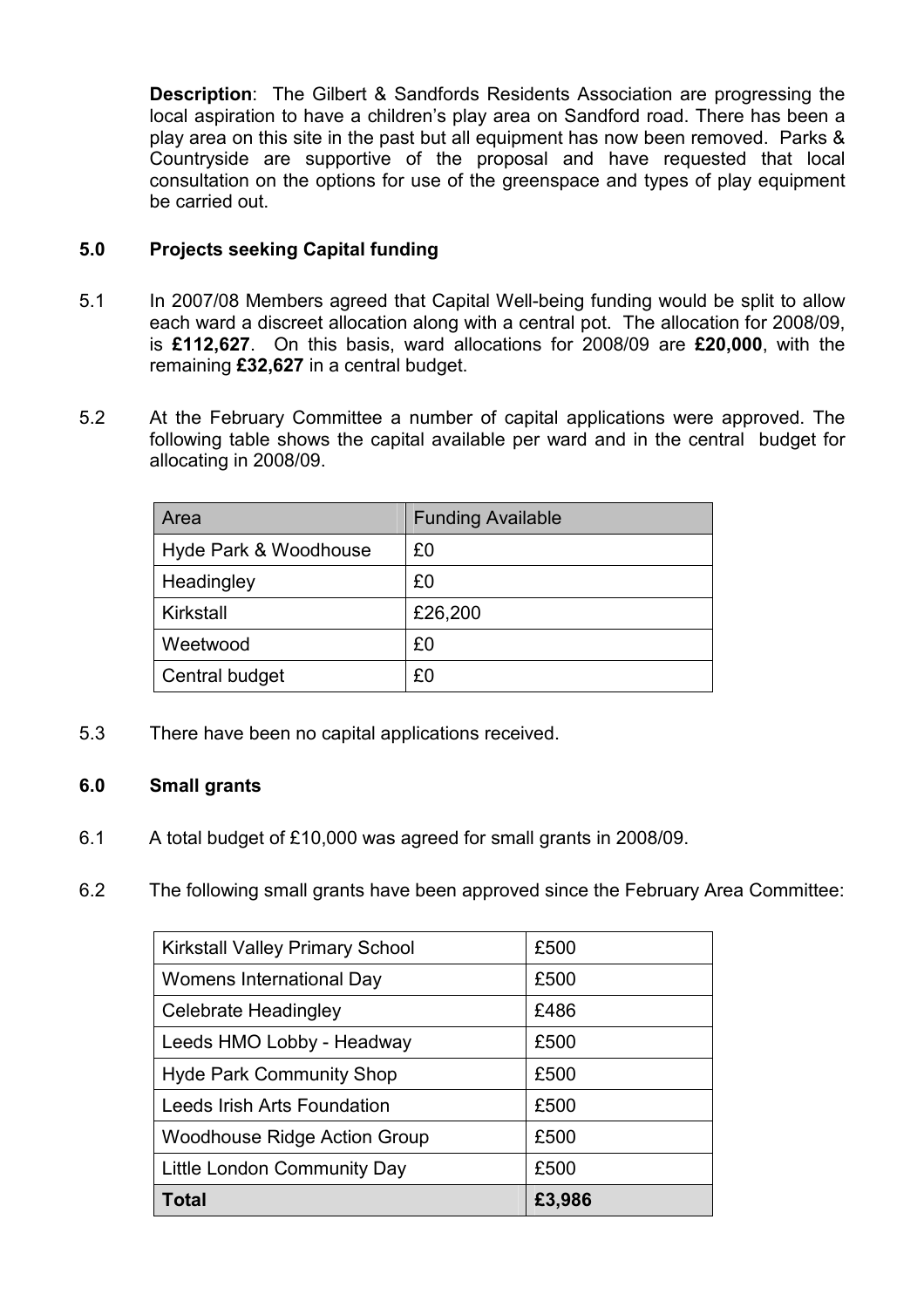**Description**: The Gilbert & Sandfords Residents Association are progressing the local aspiration to have a children's play area on Sandford road. There has been a play area on this site in the past but all equipment has now been removed. Parks & Countryside are supportive of the proposal and have requested that local consultation on the options for use of the greenspace and types of play equipment be carried out.

## 5.0 Projects seeking Capital funding

5.1 In 2007/08 Members agreed that Capital Well-being funding would be split to allow each ward a discreet allocation along with a central pot. The allocation for 2008/09, is **£112,627**. On this basis, ward allocations for 2008/09 are **£20,000**, with the remaining **£32,627** in a central budget.

5.2 At the February Committee a number of capital applications were approved. The following table shows the capital available per ward and in the central budget for allocating in 2008/09.

| Area | Funding Available |
|---|---|
| Hyde Park & Woodhouse | £0 |
| Headingley | £0 |
| Kirkstall | £26,200 |
| Weetwood | £0 |
| Central budget | £0 |

5.3 There have been no capital applications received.

## 6.0 Small grants

6.1 A total budget of £10,000 was agreed for small grants in 2008/09.

6.2 The following small grants have been approved since the February Area Committee:

| | |
|---|---|
| Kirkstall Valley Primary School | £500 |
| Womens International Day | £500 |
| Celebrate Headingley | £486 |
| Leeds HMO Lobby - Headway | £500 |
| Hyde Park Community Shop | £500 |
| Leeds Irish Arts Foundation | £500 |
| Woodhouse Ridge Action Group | £500 |
| Little London Community Day | £500 |
| **Total** | **£3,986** |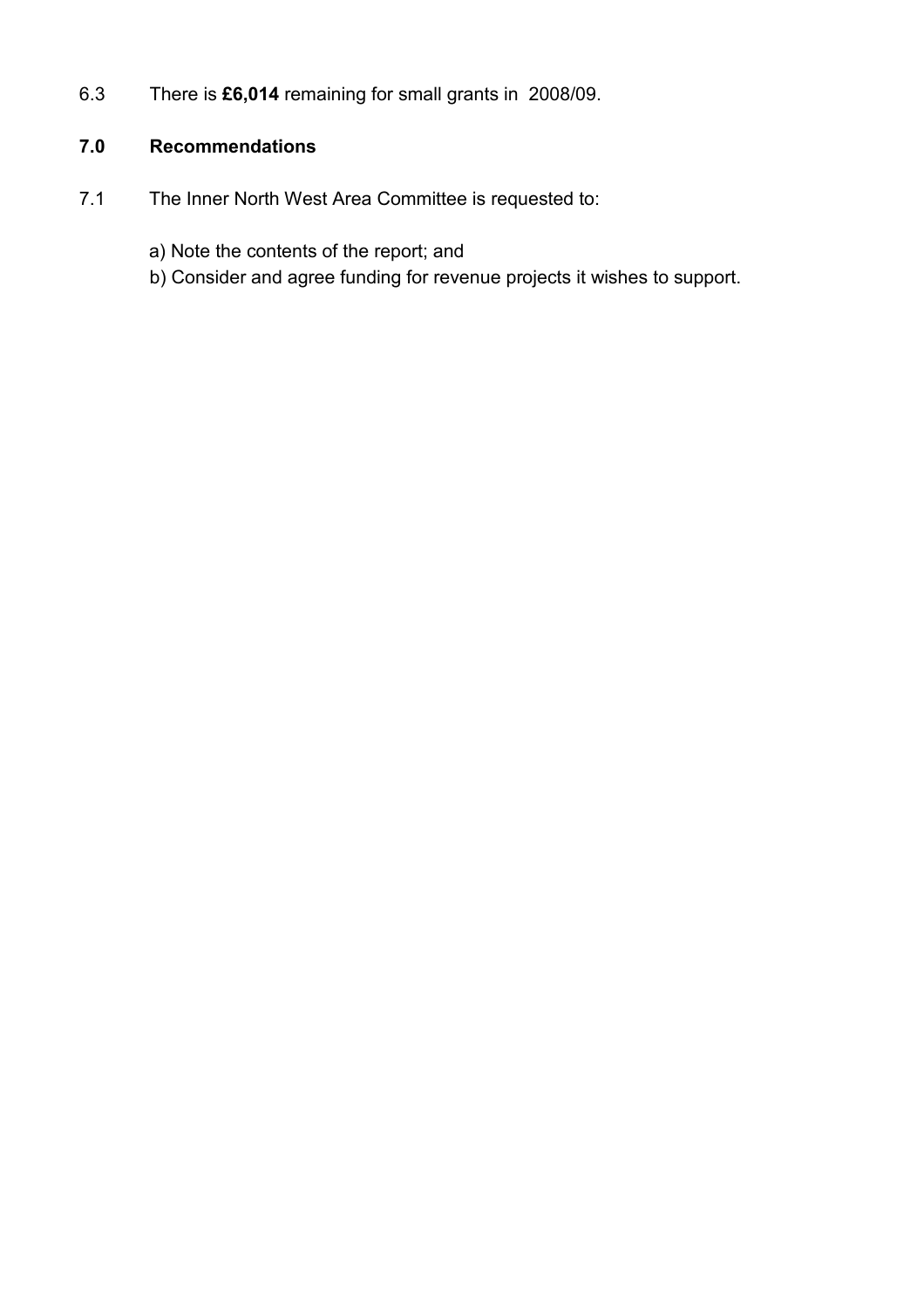6.3 There is **£6,014** remaining for small grants in 2008/09.

## 7.0 Recommendations

7.1 The Inner North West Area Committee is requested to:

a) Note the contents of the report; and
b) Consider and agree funding for revenue projects it wishes to support.